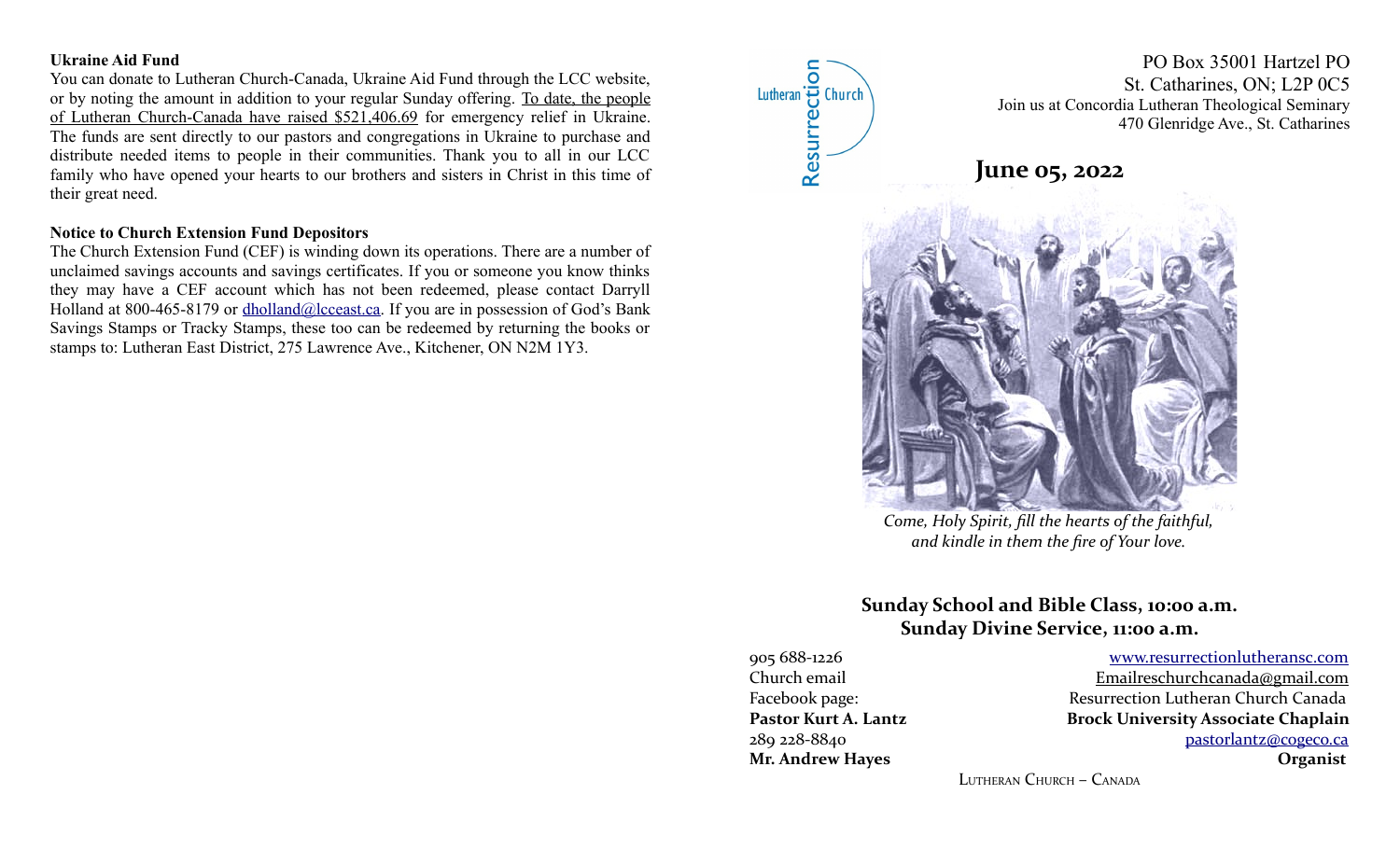**Ukraine Aid Fund**

You can donate to Lutheran Church-Canada, Ukraine Aid Fund through the LCC website, or by noting the amount in addition to your regular Sunday offering. To date, the people of Lutheran Church-Canada have raised $521,406.69 for emergency relief in Ukraine. The funds are sent directly to our pastors and congregations in Ukraine to purchase and distribute needed items to people in their communities. Thank you to all in our LCC family who have opened your hearts to our brothers and sisters in Christ in this time of their great need.

**Notice to Church Extension Fund Depositors**

The Church Extension Fund (CEF) is winding down its operations. There are a number of unclaimed savings accounts and savings certificates. If you or someone you know thinks they may have a CEF account which has not been redeemed, please contact Darryll Holland at 800-465-8179 or dholland@lcceast.ca. If you are in possession of God's Bank Savings Stamps or Tracky Stamps, these too can be redeemed by returning the books or stamps to: Lutheran East District, 275 Lawrence Ave., Kitchener, ON N2M 1Y3.

Resurrection Lutheran Church

PO Box 35001 Hartzel PO
St. Catharines, ON; L2P 0C5
Join us at Concordia Lutheran Theological Seminary
470 Glenridge Ave., St. Catharines

# June 05, 2022

*Come, Holy Spirit, fill the hearts of the faithful, and kindle in them the fire of Your love.*

**Sunday School and Bible Class, 10:00 a.m.**
**Sunday Divine Service, 11:00 a.m.**

905 688-1226 — www.resurrectionlutheransc.com
Church email — Emailreschurchcanada@gmail.com
Facebook page: — Resurrection Lutheran Church Canada
**Pastor Kurt A. Lantz** — **Brock University Associate Chaplain**
289 228-8840 — pastorlantz@cogeco.ca
**Mr. Andrew Hayes** — **Organist**

Lutheran Church – Canada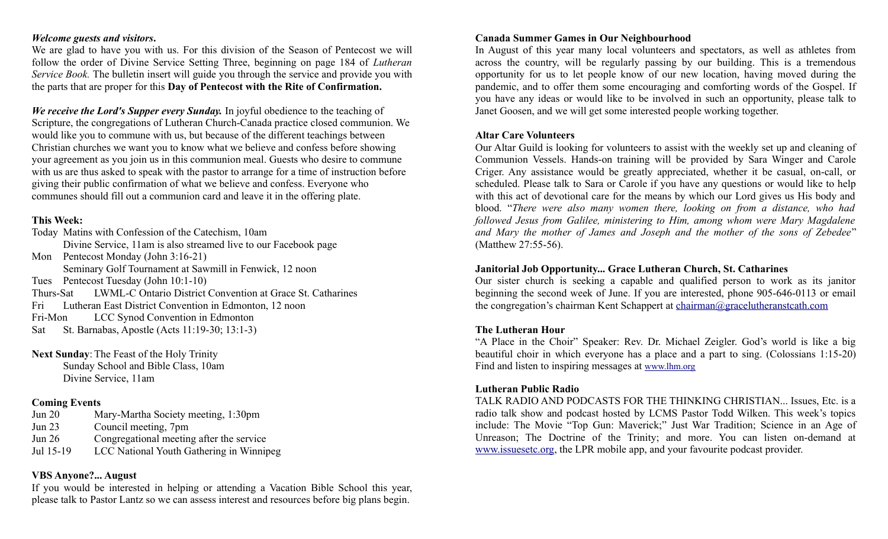***Welcome guests and visitors***.
We are glad to have you with us. For this division of the Season of Pentecost we will follow the order of Divine Service Setting Three, beginning on page 184 of *Lutheran Service Book.* The bulletin insert will guide you through the service and provide you with the parts that are proper for this **Day of Pentecost with the Rite of Confirmation.**

***We receive the Lord's Supper every Sunday.*** In joyful obedience to the teaching of Scripture, the congregations of Lutheran Church-Canada practice closed communion. We would like you to commune with us, but because of the different teachings between Christian churches we want you to know what we believe and confess before showing your agreement as you join us in this communion meal. Guests who desire to commune with us are thus asked to speak with the pastor to arrange for a time of instruction before giving their public confirmation of what we believe and confess. Everyone who communes should fill out a communion card and leave it in the offering plate.

**This Week:**

| | |
|---|---|
| Today | Matins with Confession of the Catechism, 10am |
| | Divine Service, 11am is also streamed live to our Facebook page |
| Mon | Pentecost Monday (John 3:16-21) |
| | Seminary Golf Tournament at Sawmill in Fenwick, 12 noon |
| Tues | Pentecost Tuesday (John 10:1-10) |
| Thurs-Sat | LWML-C Ontario District Convention at Grace St. Catharines |
| Fri | Lutheran East District Convention in Edmonton, 12 noon |
| Fri-Mon | LCC Synod Convention in Edmonton |
| Sat | St. Barnabas, Apostle (Acts 11:19-30; 13:1-3) |

**Next Sunday**: The Feast of the Holy Trinity
Sunday School and Bible Class, 10am
Divine Service, 11am

**Coming Events**

| | |
|---|---|
| Jun 20 | Mary-Martha Society meeting, 1:30pm |
| Jun 23 | Council meeting, 7pm |
| Jun 26 | Congregational meeting after the service |
| Jul 15-19 | LCC National Youth Gathering in Winnipeg |

**VBS Anyone?... August**
If you would be interested in helping or attending a Vacation Bible School this year, please talk to Pastor Lantz so we can assess interest and resources before big plans begin.

**Canada Summer Games in Our Neighbourhood**
In August of this year many local volunteers and spectators, as well as athletes from across the country, will be regularly passing by our building. This is a tremendous opportunity for us to let people know of our new location, having moved during the pandemic, and to offer them some encouraging and comforting words of the Gospel. If you have any ideas or would like to be involved in such an opportunity, please talk to Janet Goosen, and we will get some interested people working together.

**Altar Care Volunteers**
Our Altar Guild is looking for volunteers to assist with the weekly set up and cleaning of Communion Vessels. Hands-on training will be provided by Sara Winger and Carole Criger. Any assistance would be greatly appreciated, whether it be casual, on-call, or scheduled. Please talk to Sara or Carole if you have any questions or would like to help with this act of devotional care for the means by which our Lord gives us His body and blood. "*There were also many women there, looking on from a distance, who had followed Jesus from Galilee, ministering to Him, among whom were Mary Magdalene and Mary the mother of James and Joseph and the mother of the sons of Zebedee*" (Matthew 27:55-56).

**Janitorial Job Opportunity... Grace Lutheran Church, St. Catharines**
Our sister church is seeking a capable and qualified person to work as its janitor beginning the second week of June. If you are interested, phone 905-646-0113 or email the congregation's chairman Kent Schappert at chairman@gracelutheranstcath.com

**The Lutheran Hour**
"A Place in the Choir" Speaker: Rev. Dr. Michael Zeigler. God's world is like a big beautiful choir in which everyone has a place and a part to sing. (Colossians 1:15-20) Find and listen to inspiring messages at www.lhm.org

**Lutheran Public Radio**
TALK RADIO AND PODCASTS FOR THE THINKING CHRISTIAN... Issues, Etc. is a radio talk show and podcast hosted by LCMS Pastor Todd Wilken. This week's topics include: The Movie "Top Gun: Maverick;" Just War Tradition; Science in an Age of Unreason; The Doctrine of the Trinity; and more. You can listen on-demand at www.issuesetc.org, the LPR mobile app, and your favourite podcast provider.